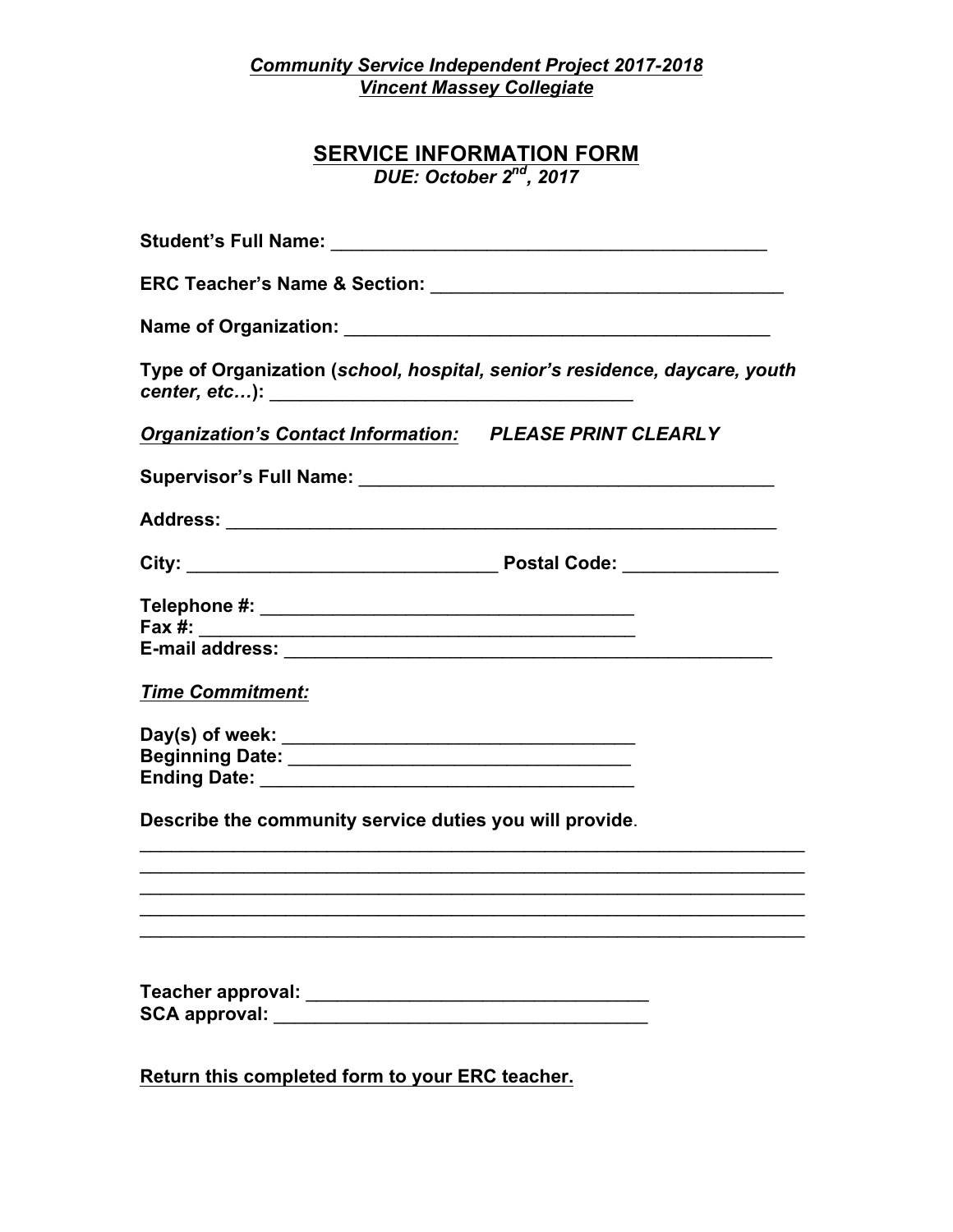***Community Service Independent Project 2017-2018***
***Vincent Massey Collegiate***

## SERVICE INFORMATION FORM

*DUE: October 2nd, 2017*

**Student's Full Name:** ___________________________________________

**ERC Teacher's Name & Section:** ___________________________________

**Name of Organization:** __________________________________________

**Type of Organization (*school, hospital, senior's residence, daycare, youth center, etc…*):** ___________________________________

***Organization's Contact Information:*** ***PLEASE PRINT CLEARLY***

**Supervisor's Full Name:** _________________________________________

**Address:** _______________________________________________________

**City:** ______________________________ **Postal Code:** _______________

**Telephone #:** _____________________________________
**Fax #:** ___________________________________________
**E-mail address:** _________________________________________________

***Time Commitment:***

**Day(s) of week:** __________________________________
**Beginning Date:** _________________________________
**Ending Date:** _____________________________________

**Describe the community service duties you will provide**.

_________________________________________________________________
_________________________________________________________________
_________________________________________________________________
_________________________________________________________________
_________________________________________________________________

**Teacher approval:** _________________________________
**SCA approval:** _____________________________________

**Return this completed form to your ERC teacher.**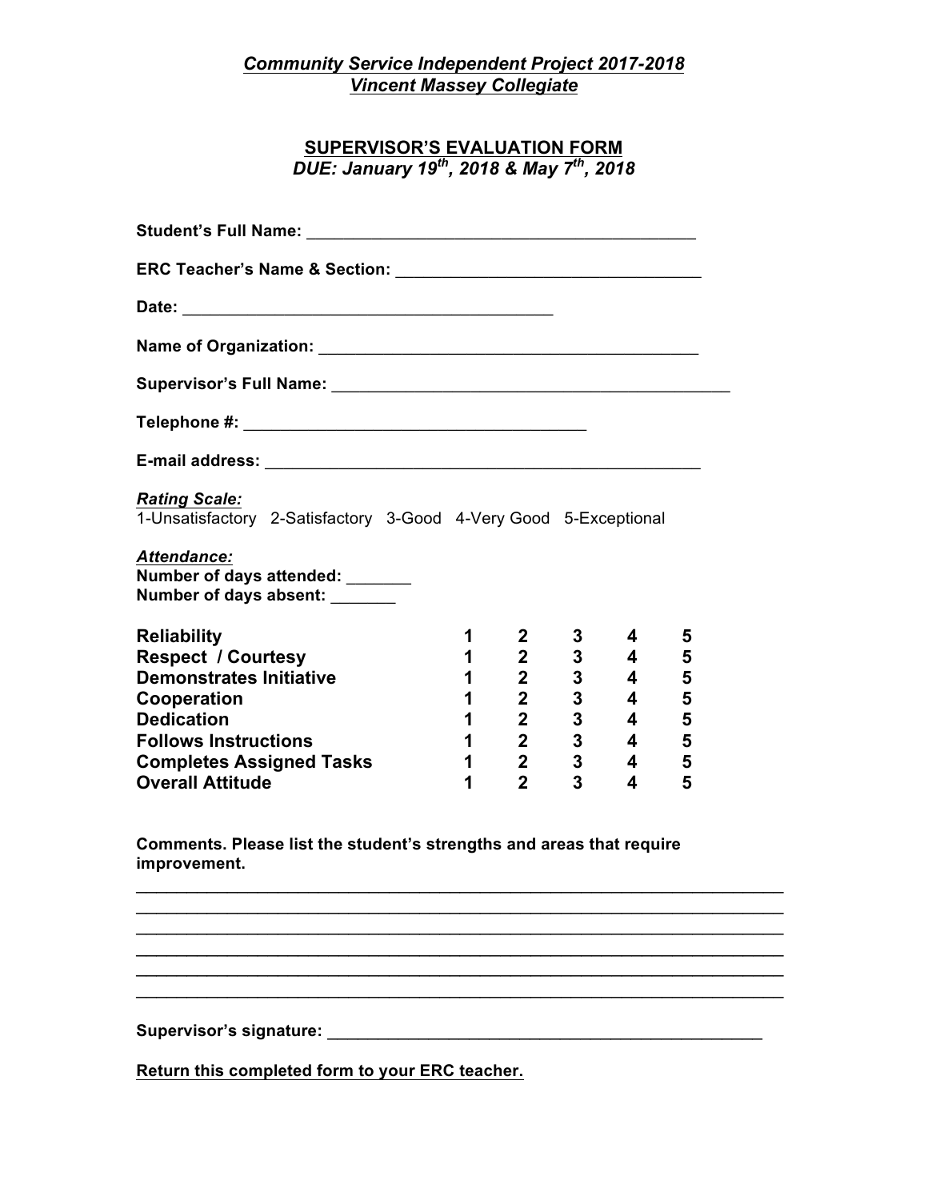***Community Service Independent Project 2017-2018***
***Vincent Massey Collegiate***

## SUPERVISOR'S EVALUATION FORM

***DUE: January 19th, 2018 & May 7th, 2018***

**Student's Full Name:** ___________________________________________

**ERC Teacher's Name & Section:** _________________________________

**Date:** _________________________________________

**Name of Organization:** __________________________________________

**Supervisor's Full Name:** ____________________________________________

**Telephone #:** ______________________________________

**E-mail address:** _________________________________________________

***Rating Scale:***
1-Unsatisfactory 2-Satisfactory 3-Good 4-Very Good 5-Exceptional

***Attendance:***
**Number of days attended:** _______
**Number of days absent:** _______

| | | | | | |
|---|---|---|---|---|---|
| **Reliability** | **1** | **2** | **3** | **4** | **5** |
| **Respect / Courtesy** | **1** | **2** | **3** | **4** | **5** |
| **Demonstrates Initiative** | **1** | **2** | **3** | **4** | **5** |
| **Cooperation** | **1** | **2** | **3** | **4** | **5** |
| **Dedication** | **1** | **2** | **3** | **4** | **5** |
| **Follows Instructions** | **1** | **2** | **3** | **4** | **5** |
| **Completes Assigned Tasks** | **1** | **2** | **3** | **4** | **5** |
| **Overall Attitude** | **1** | **2** | **3** | **4** | **5** |

**Comments. Please list the student's strengths and areas that require improvement.**

______________________________________________________________________
______________________________________________________________________
______________________________________________________________________
______________________________________________________________________
______________________________________________________________________
______________________________________________________________________

**Supervisor's signature:** ________________________________________________

**Return this completed form to your ERC teacher.**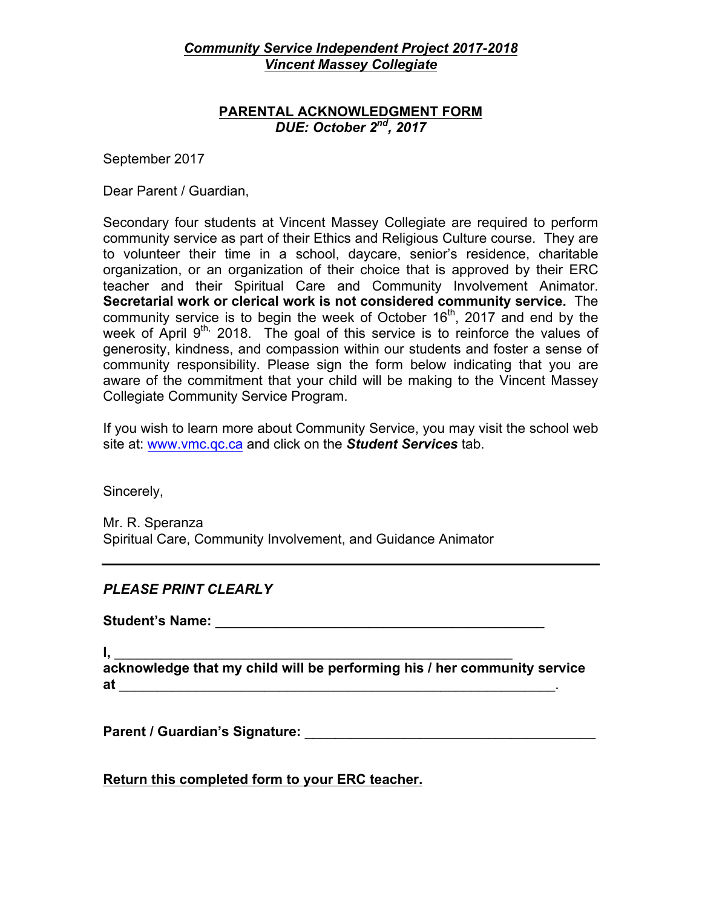***Community Service Independent Project 2017-2018***
***Vincent Massey Collegiate***

**PARENTAL ACKNOWLEDGMENT FORM**
***DUE: October 2nd, 2017***

September 2017

Dear Parent / Guardian,

Secondary four students at Vincent Massey Collegiate are required to perform community service as part of their Ethics and Religious Culture course. They are to volunteer their time in a school, daycare, senior's residence, charitable organization, or an organization of their choice that is approved by their ERC teacher and their Spiritual Care and Community Involvement Animator. **Secretarial work or clerical work is not considered community service.** The community service is to begin the week of October 16th, 2017 and end by the week of April 9th, 2018. The goal of this service is to reinforce the values of generosity, kindness, and compassion within our students and foster a sense of community responsibility. Please sign the form below indicating that you are aware of the commitment that your child will be making to the Vincent Massey Collegiate Community Service Program.

If you wish to learn more about Community Service, you may visit the school web site at: www.vmc.qc.ca and click on the ***Student Services*** tab.

Sincerely,

Mr. R. Speranza
Spiritual Care, Community Involvement, and Guidance Animator

---

***PLEASE PRINT CLEARLY***

**Student's Name:** ___________________________________________

**I,** ____________________________________________________
**acknowledge that my child will be performing his / her community service at** _________________________________________________________.

**Parent / Guardian's Signature:** ______________________________________

**Return this completed form to your ERC teacher.**